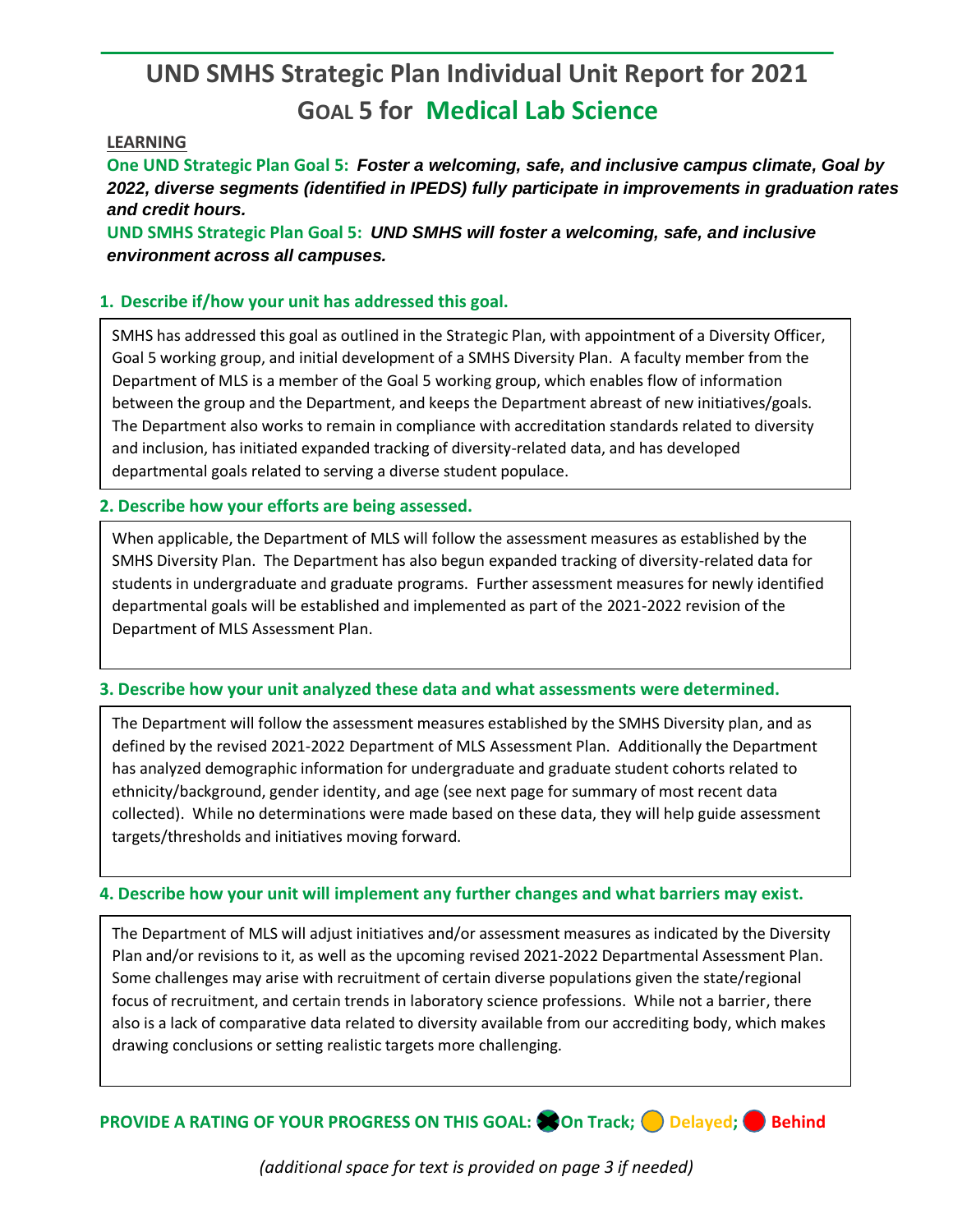# UND SMHS Strategic Plan Individual Unit Report for 2021

## GOAL 5 for Medical Lab Science

**LEARNING**

**One UND Strategic Plan Goal 5:** ***Foster a welcoming, safe, and inclusive campus climate, Goal by 2022, diverse segments (identified in IPEDS) fully participate in improvements in graduation rates and credit hours.***

**UND SMHS Strategic Plan Goal 5:** ***UND SMHS will foster a welcoming, safe, and inclusive environment across all campuses.***

### 1. Describe if/how your unit has addressed this goal.

SMHS has addressed this goal as outlined in the Strategic Plan, with appointment of a Diversity Officer, Goal 5 working group, and initial development of a SMHS Diversity Plan. A faculty member from the Department of MLS is a member of the Goal 5 working group, which enables flow of information between the group and the Department, and keeps the Department abreast of new initiatives/goals. The Department also works to remain in compliance with accreditation standards related to diversity and inclusion, has initiated expanded tracking of diversity-related data, and has developed departmental goals related to serving a diverse student populace.

### 2. Describe how your efforts are being assessed.

When applicable, the Department of MLS will follow the assessment measures as established by the SMHS Diversity Plan. The Department has also begun expanded tracking of diversity-related data for students in undergraduate and graduate programs. Further assessment measures for newly identified departmental goals will be established and implemented as part of the 2021-2022 revision of the Department of MLS Assessment Plan.

### 3. Describe how your unit analyzed these data and what assessments were determined.

The Department will follow the assessment measures established by the SMHS Diversity plan, and as defined by the revised 2021-2022 Department of MLS Assessment Plan. Additionally the Department has analyzed demographic information for undergraduate and graduate student cohorts related to ethnicity/background, gender identity, and age (see next page for summary of most recent data collected). While no determinations were made based on these data, they will help guide assessment targets/thresholds and initiatives moving forward.

### 4. Describe how your unit will implement any further changes and what barriers may exist.

The Department of MLS will adjust initiatives and/or assessment measures as indicated by the Diversity Plan and/or revisions to it, as well as the upcoming revised 2021-2022 Departmental Assessment Plan. Some challenges may arise with recruitment of certain diverse populations given the state/regional focus of recruitment, and certain trends in laboratory science professions. While not a barrier, there also is a lack of comparative data related to diversity available from our accrediting body, which makes drawing conclusions or setting realistic targets more challenging.

**PROVIDE A RATING OF YOUR PROGRESS ON THIS GOAL:** ☒ **On Track;** ○ **Delayed;** ○ **Behind**

*(additional space for text is provided on page 3 if needed)*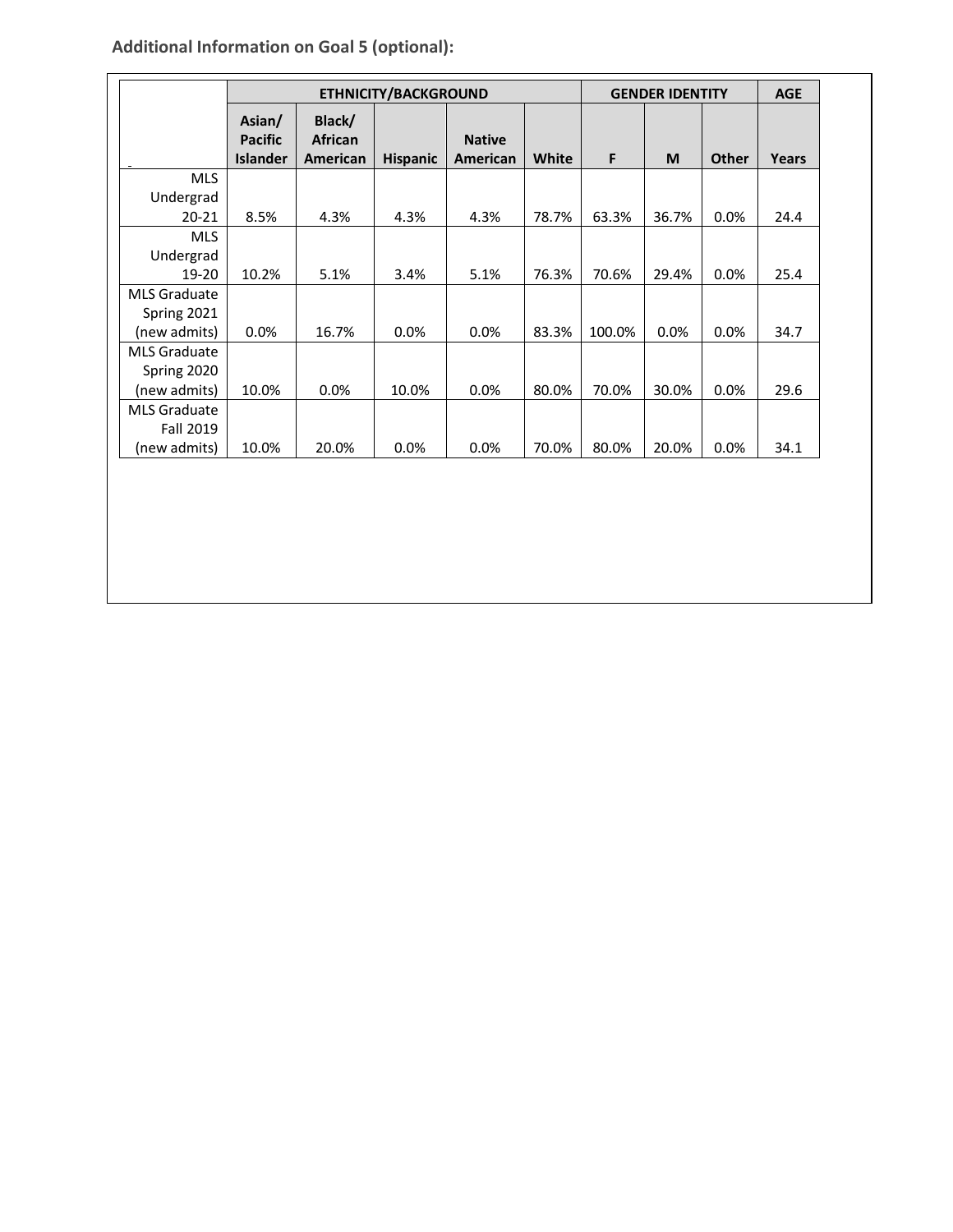**Additional Information on Goal 5 (optional):**

| | ETHNICITY/BACKGROUND | | | | | GENDER IDENTITY | | | AGE |
|---|---|---|---|---|---|---|---|---|---|
| | Asian/ Pacific Islander | Black/ African American | Hispanic | Native American | White | F | M | Other | Years |
| MLS Undergrad 20-21 | 8.5% | 4.3% | 4.3% | 4.3% | 78.7% | 63.3% | 36.7% | 0.0% | 24.4 |
| MLS Undergrad 19-20 | 10.2% | 5.1% | 3.4% | 5.1% | 76.3% | 70.6% | 29.4% | 0.0% | 25.4 |
| MLS Graduate Spring 2021 (new admits) | 0.0% | 16.7% | 0.0% | 0.0% | 83.3% | 100.0% | 0.0% | 0.0% | 34.7 |
| MLS Graduate Spring 2020 (new admits) | 10.0% | 0.0% | 10.0% | 0.0% | 80.0% | 70.0% | 30.0% | 0.0% | 29.6 |
| MLS Graduate Fall 2019 (new admits) | 10.0% | 20.0% | 0.0% | 0.0% | 70.0% | 80.0% | 20.0% | 0.0% | 34.1 |